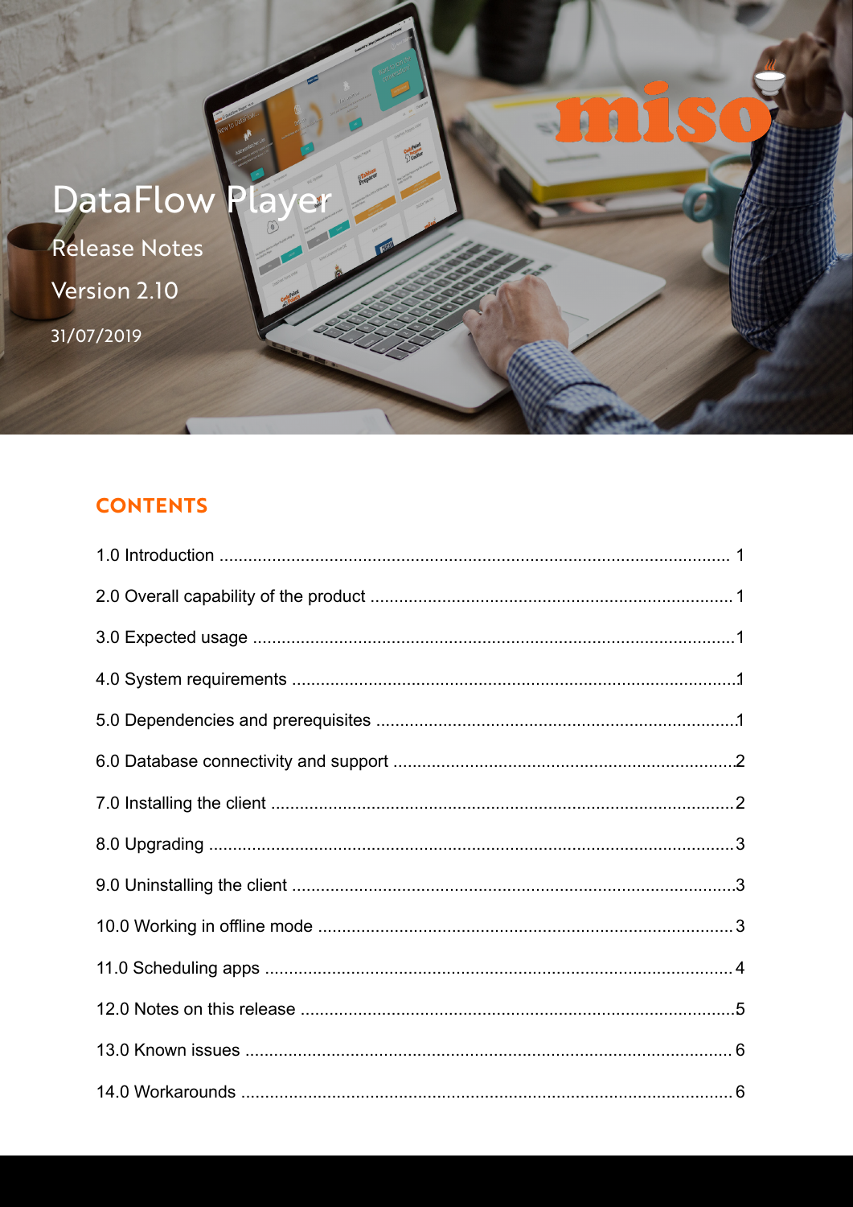# DataFlow Player

Release Notes

Version 2.10

31/07/2019

## CONTENTS

1.0 Introduction .......... 1

2.0 Overall capability of the product .......... 1

3.0 Expected usage .......... 1

4.0 System requirements .......... 1

5.0 Dependencies and prerequisites .......... 1

6.0 Database connectivity and support .......... 2

7.0 Installing the client .......... 2

8.0 Upgrading .......... 3

9.0 Uninstalling the client .......... 3

10.0 Working in offline mode .......... 3

11.0 Scheduling apps .......... 4

12.0 Notes on this release .......... 5

13.0 Known issues .......... 6

14.0 Workarounds .......... 6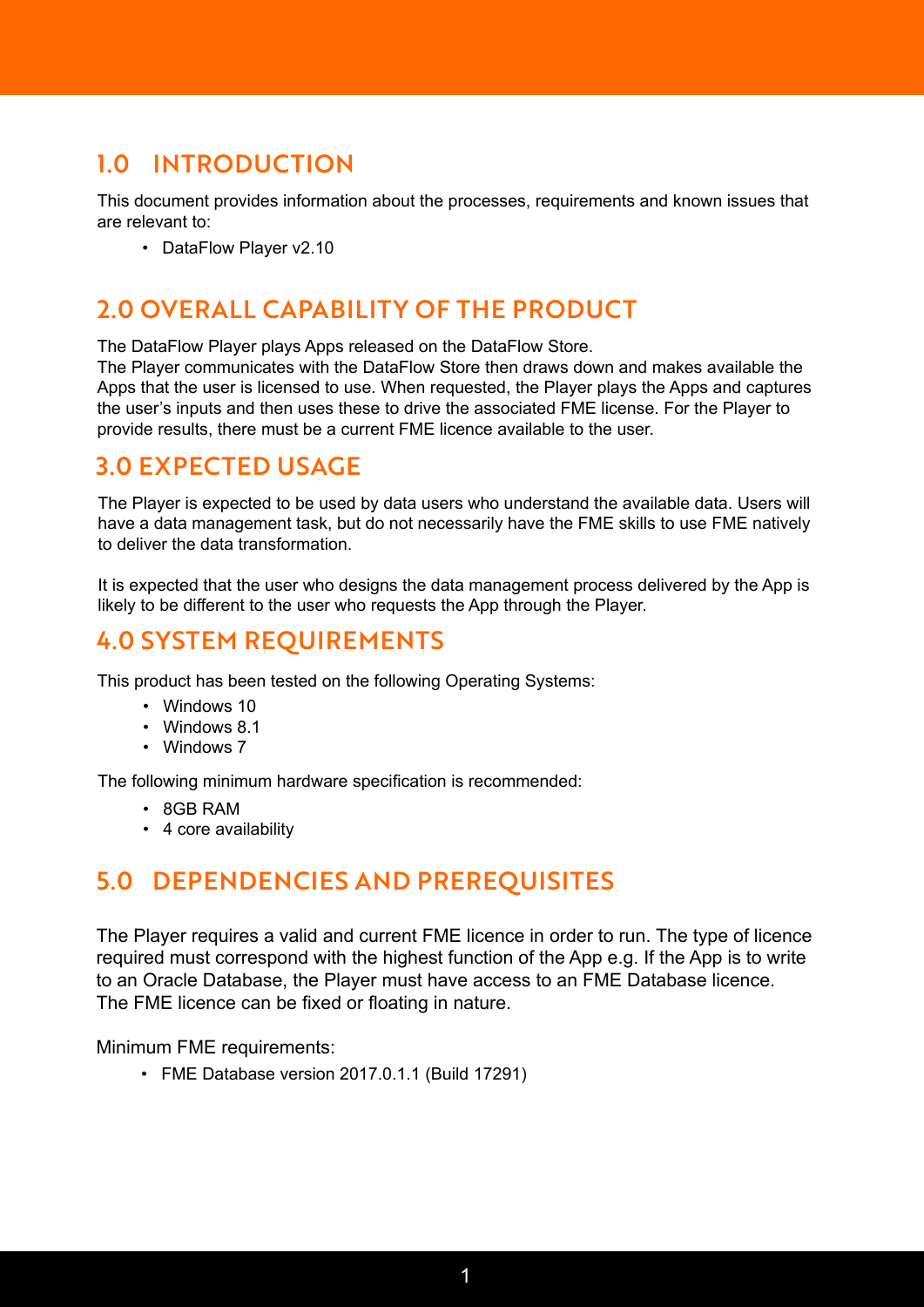## 1.0 INTRODUCTION

This document provides information about the processes, requirements and known issues that are relevant to:

- DataFlow Player v2.10

## 2.0 OVERALL CAPABILITY OF THE PRODUCT

The DataFlow Player plays Apps released on the DataFlow Store.
The Player communicates with the DataFlow Store then draws down and makes available the Apps that the user is licensed to use. When requested, the Player plays the Apps and captures the user's inputs and then uses these to drive the associated FME license. For the Player to provide results, there must be a current FME licence available to the user.

## 3.0 EXPECTED USAGE

The Player is expected to be used by data users who understand the available data. Users will have a data management task, but do not necessarily have the FME skills to use FME natively to deliver the data transformation.

It is expected that the user who designs the data management process delivered by the App is likely to be different to the user who requests the App through the Player.

## 4.0 SYSTEM REQUIREMENTS

This product has been tested on the following Operating Systems:

- Windows 10
- Windows 8.1
- Windows 7

The following minimum hardware specification is recommended:

- 8GB RAM
- 4 core availability

## 5.0 DEPENDENCIES AND PREREQUISITES

The Player requires a valid and current FME licence in order to run. The type of licence required must correspond with the highest function of the App e.g. If the App is to write to an Oracle Database, the Player must have access to an FME Database licence. The FME licence can be fixed or floating in nature.

Minimum FME requirements:

- FME Database version 2017.0.1.1 (Build 17291)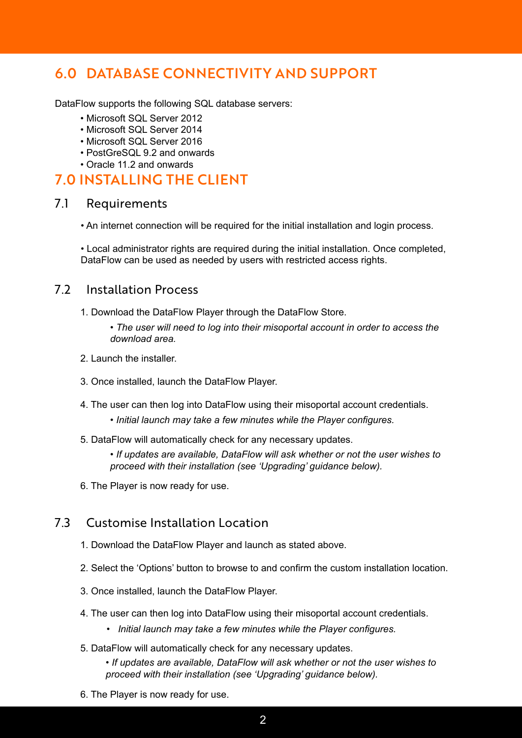## 6.0 DATABASE CONNECTIVITY AND SUPPORT

DataFlow supports the following SQL database servers:

- Microsoft SQL Server 2012
- Microsoft SQL Server 2014
- Microsoft SQL Server 2016
- PostGreSQL 9.2 and onwards
- Oracle 11.2 and onwards

## 7.0 INSTALLING THE CLIENT

### 7.1 Requirements

- An internet connection will be required for the initial installation and login process.

- Local administrator rights are required during the initial installation. Once completed, DataFlow can be used as needed by users with restricted access rights.

### 7.2 Installation Process

1. Download the DataFlow Player through the DataFlow Store.
   - *The user will need to log into their misoportal account in order to access the download area.*

2. Launch the installer.

3. Once installed, launch the DataFlow Player.

4. The user can then log into DataFlow using their misoportal account credentials.
   - *Initial launch may take a few minutes while the Player configures.*

5. DataFlow will automatically check for any necessary updates.
   - *If updates are available, DataFlow will ask whether or not the user wishes to proceed with their installation (see 'Upgrading' guidance below).*

6. The Player is now ready for use.

### 7.3 Customise Installation Location

1. Download the DataFlow Player and launch as stated above.

2. Select the 'Options' button to browse to and confirm the custom installation location.

3. Once installed, launch the DataFlow Player.

4. The user can then log into DataFlow using their misoportal account credentials.
   - *Initial launch may take a few minutes while the Player configures.*

5. DataFlow will automatically check for any necessary updates.
   - *If updates are available, DataFlow will ask whether or not the user wishes to proceed with their installation (see 'Upgrading' guidance below).*

6. The Player is now ready for use.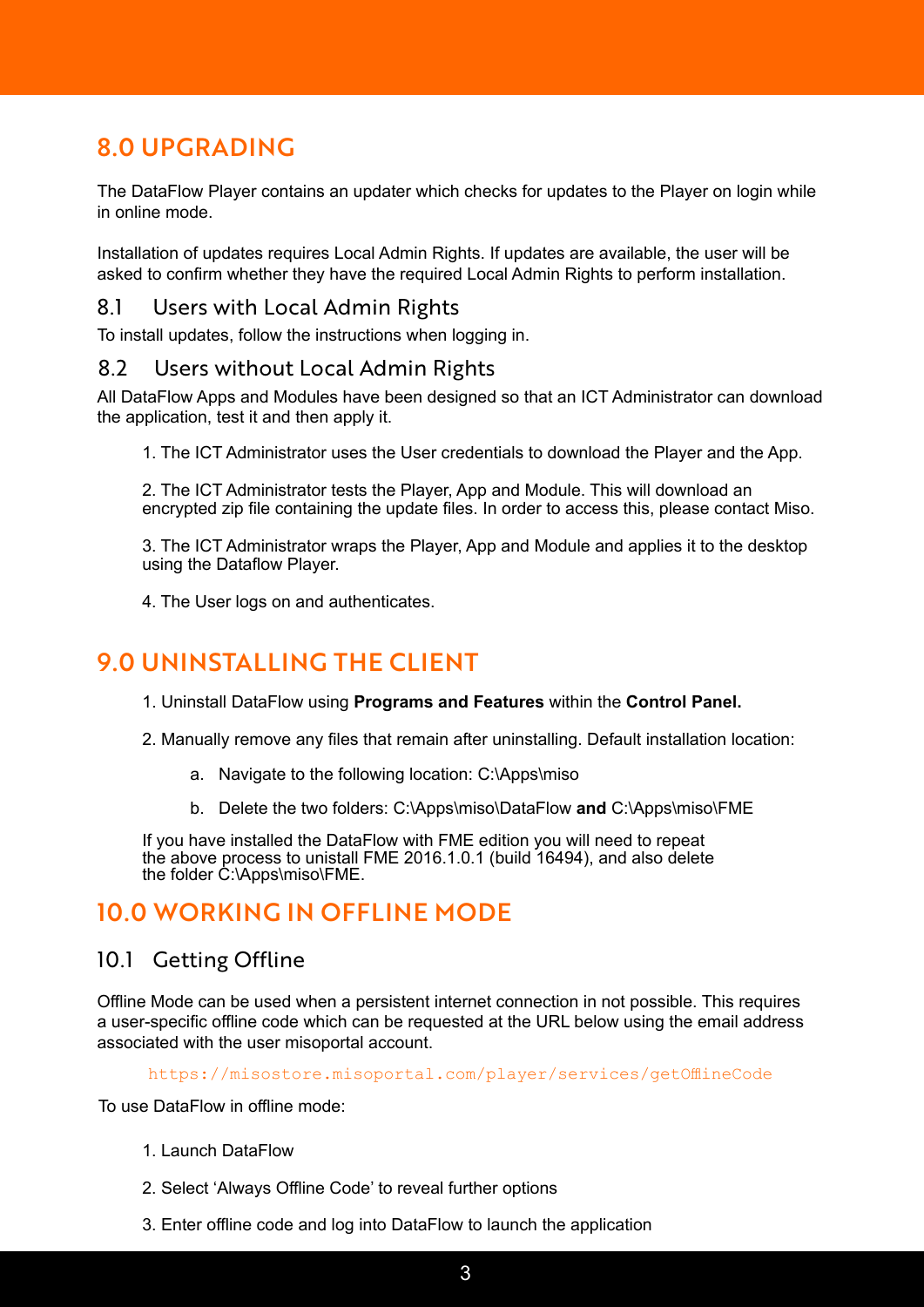# 8.0 UPGRADING

The DataFlow Player contains an updater which checks for updates to the Player on login while in online mode.

Installation of updates requires Local Admin Rights. If updates are available, the user will be asked to confirm whether they have the required Local Admin Rights to perform installation.

## 8.1 Users with Local Admin Rights

To install updates, follow the instructions when logging in.

## 8.2 Users without Local Admin Rights

All DataFlow Apps and Modules have been designed so that an ICT Administrator can download the application, test it and then apply it.

1. The ICT Administrator uses the User credentials to download the Player and the App.

2. The ICT Administrator tests the Player, App and Module. This will download an encrypted zip file containing the update files. In order to access this, please contact Miso.

3. The ICT Administrator wraps the Player, App and Module and applies it to the desktop using the Dataflow Player.

4. The User logs on and authenticates.

# 9.0 UNINSTALLING THE CLIENT

1. Uninstall DataFlow using **Programs and Features** within the **Control Panel.**

2. Manually remove any files that remain after uninstalling. Default installation location:

   a. Navigate to the following location: C:\Apps\miso

   b. Delete the two folders: C:\Apps\miso\DataFlow **and** C:\Apps\miso\FME

If you have installed the DataFlow with FME edition you will need to repeat the above process to unistall FME 2016.1.0.1 (build 16494), and also delete the folder C:\Apps\miso\FME.

# 10.0 WORKING IN OFFLINE MODE

## 10.1 Getting Offline

Offline Mode can be used when a persistent internet connection in not possible. This requires a user-specific offline code which can be requested at the URL below using the email address associated with the user misoportal account.

https://misostore.misoportal.com/player/services/getOfflineCode

To use DataFlow in offline mode:

1. Launch DataFlow

2. Select 'Always Offline Code' to reveal further options

3. Enter offline code and log into DataFlow to launch the application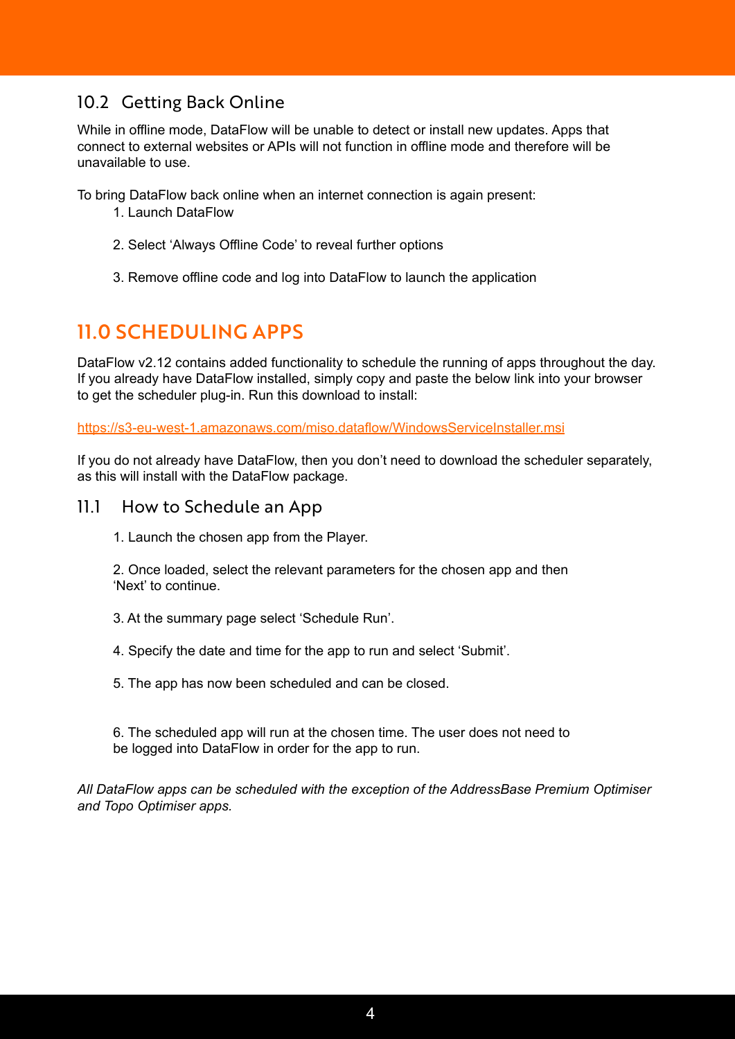### 10.2 Getting Back Online

While in offline mode, DataFlow will be unable to detect or install new updates. Apps that connect to external websites or APIs will not function in offline mode and therefore will be unavailable to use.

To bring DataFlow back online when an internet connection is again present:

1. Launch DataFlow

2. Select 'Always Offline Code' to reveal further options

3. Remove offline code and log into DataFlow to launch the application

## 11.0 SCHEDULING APPS

DataFlow v2.12 contains added functionality to schedule the running of apps throughout the day. If you already have DataFlow installed, simply copy and paste the below link into your browser to get the scheduler plug-in. Run this download to install:

https://s3-eu-west-1.amazonaws.com/miso.dataflow/WindowsServiceInstaller.msi

If you do not already have DataFlow, then you don't need to download the scheduler separately, as this will install with the DataFlow package.

### 11.1 How to Schedule an App

1. Launch the chosen app from the Player.

2. Once loaded, select the relevant parameters for the chosen app and then 'Next' to continue.

3. At the summary page select 'Schedule Run'.

4. Specify the date and time for the app to run and select 'Submit'.

5. The app has now been scheduled and can be closed.

6. The scheduled app will run at the chosen time. The user does not need to be logged into DataFlow in order for the app to run.

*All DataFlow apps can be scheduled with the exception of the AddressBase Premium Optimiser and Topo Optimiser apps.*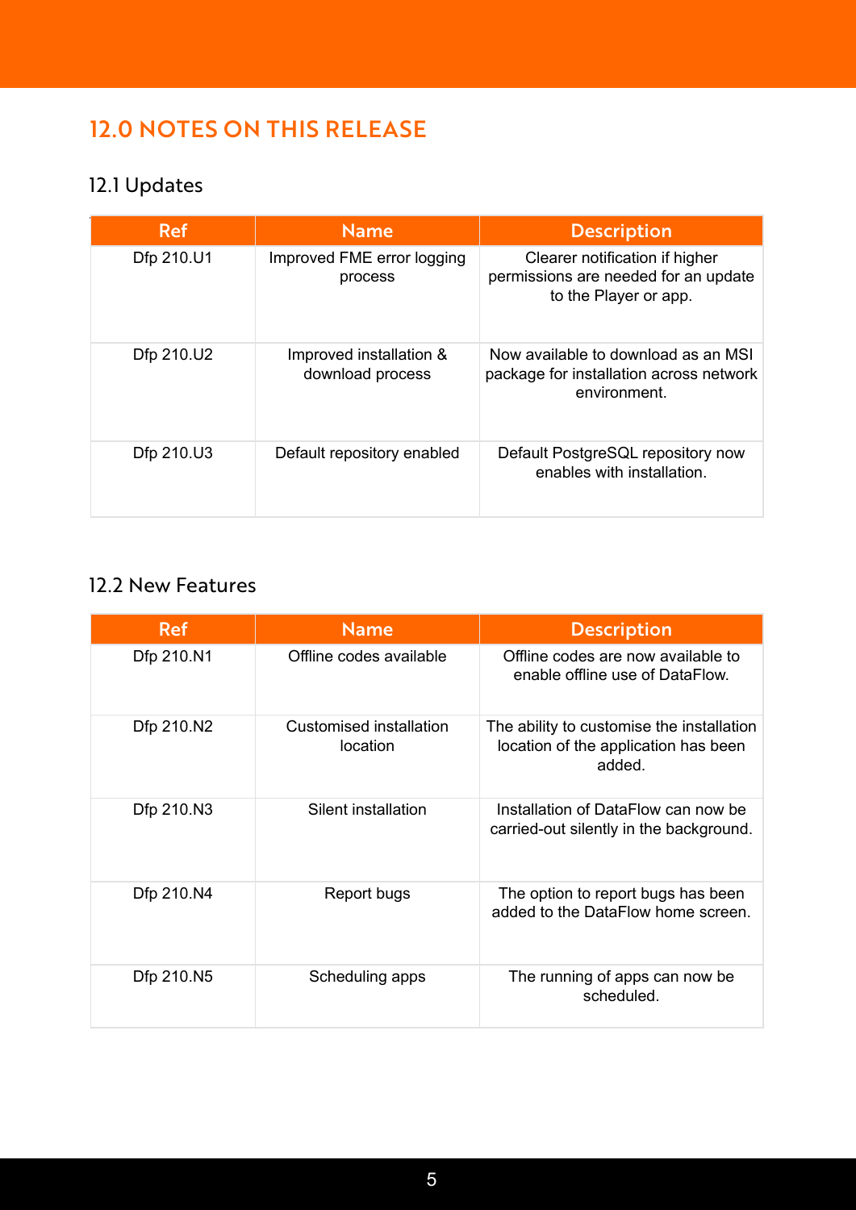# 12.0 NOTES ON THIS RELEASE

## 12.1 Updates

| Ref | Name | Description |
|---|---|---|
| Dfp 210.U1 | Improved FME error logging process | Clearer notification if higher permissions are needed for an update to the Player or app. |
| Dfp 210.U2 | Improved installation & download process | Now available to download as an MSI package for installation across network environment. |
| Dfp 210.U3 | Default repository enabled | Default PostgreSQL repository now enables with installation. |

## 12.2 New Features

| Ref | Name | Description |
|---|---|---|
| Dfp 210.N1 | Offline codes available | Offline codes are now available to enable offline use of DataFlow. |
| Dfp 210.N2 | Customised installation location | The ability to customise the installation location of the application has been added. |
| Dfp 210.N3 | Silent installation | Installation of DataFlow can now be carried-out silently in the background. |
| Dfp 210.N4 | Report bugs | The option to report bugs has been added to the DataFlow home screen. |
| Dfp 210.N5 | Scheduling apps | The running of apps can now be scheduled. |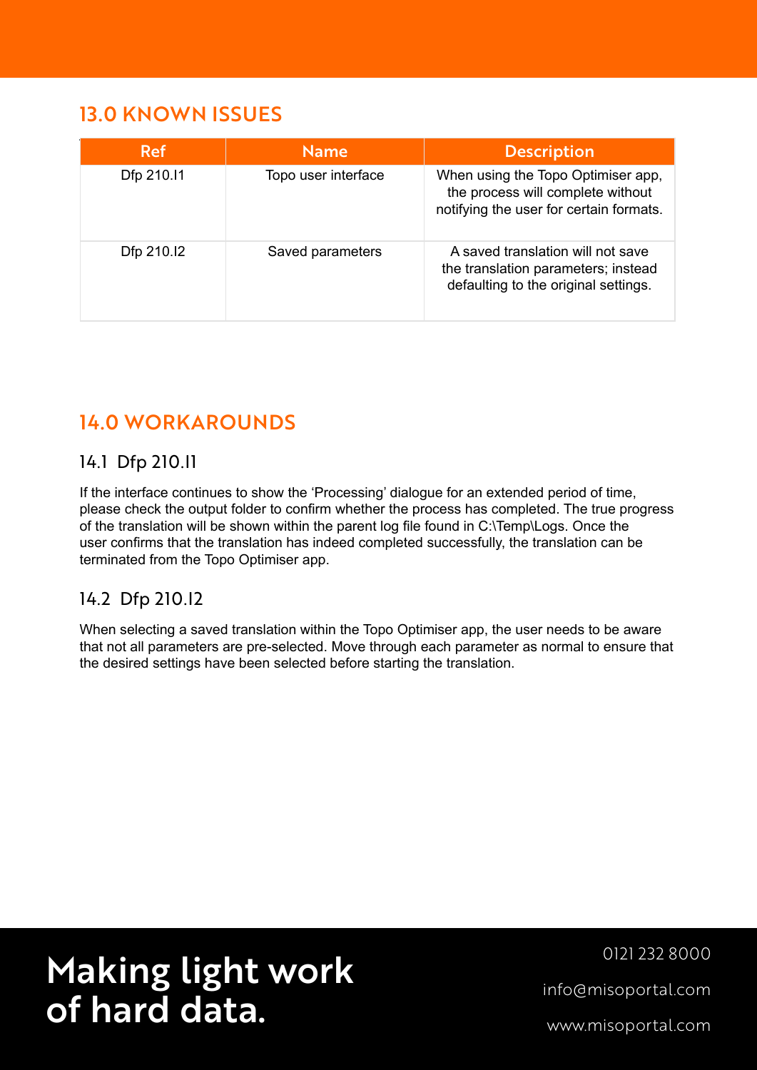## 13.0 KNOWN ISSUES

| Ref | Name | Description |
|---|---|---|
| Dfp 210.I1 | Topo user interface | When using the Topo Optimiser app, the process will complete without notifying the user for certain formats. |
| Dfp 210.I2 | Saved parameters | A saved translation will not save the translation parameters; instead defaulting to the original settings. |

## 14.0 WORKAROUNDS

### 14.1 Dfp 210.I1

If the interface continues to show the ‘Processing’ dialogue for an extended period of time, please check the output folder to confirm whether the process has completed. The true progress of the translation will be shown within the parent log file found in C:\Temp\Logs. Once the user confirms that the translation has indeed completed successfully, the translation can be terminated from the Topo Optimiser app.

### 14.2 Dfp 210.I2

When selecting a saved translation within the Topo Optimiser app, the user needs to be aware that not all parameters are pre-selected. Move through each parameter as normal to ensure that the desired settings have been selected before starting the translation.

**Making light work of hard data.**

0121 232 8000

info@misoportal.com

www.misoportal.com